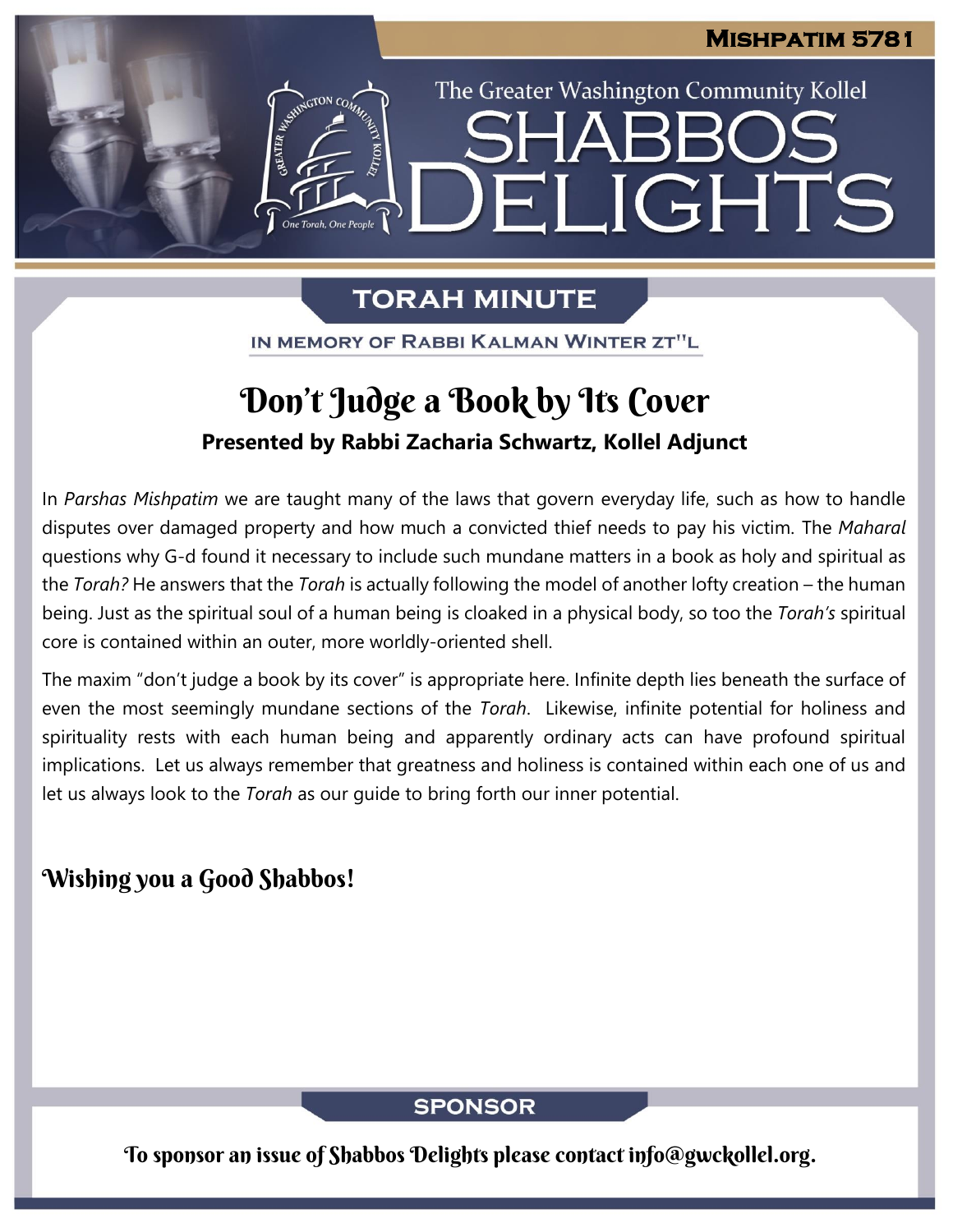# Mishpatim 5781

The Greater Washington Community Kollel

# Shabbos Delights

## TORAH MINUTE

IN MEMORY OF RABBI KALMAN WINTER ZT"L

## Don't Judge a Book by Its Cover

**Presented by Rabbi Zacharia Schwartz, Kollel Adjunct**

In *Parshas Mishpatim* we are taught many of the laws that govern everyday life, such as how to handle disputes over damaged property and how much a convicted thief needs to pay his victim. The *Maharal* questions why G-d found it necessary to include such mundane matters in a book as holy and spiritual as the *Torah?* He answers that the *Torah* is actually following the model of another lofty creation – the human being. Just as the spiritual soul of a human being is cloaked in a physical body, so too the *Torah's* spiritual core is contained within an outer, more worldly-oriented shell.

The maxim "don't judge a book by its cover" is appropriate here. Infinite depth lies beneath the surface of even the most seemingly mundane sections of the *Torah*. Likewise, infinite potential for holiness and spirituality rests with each human being and apparently ordinary acts can have profound spiritual implications. Let us always remember that greatness and holiness is contained within each one of us and let us always look to the *Torah* as our guide to bring forth our inner potential.

**Wishing you a Good Shabbos!**

## SPONSOR

To sponsor an issue of Shabbos Delights please contact info@gwckollel.org.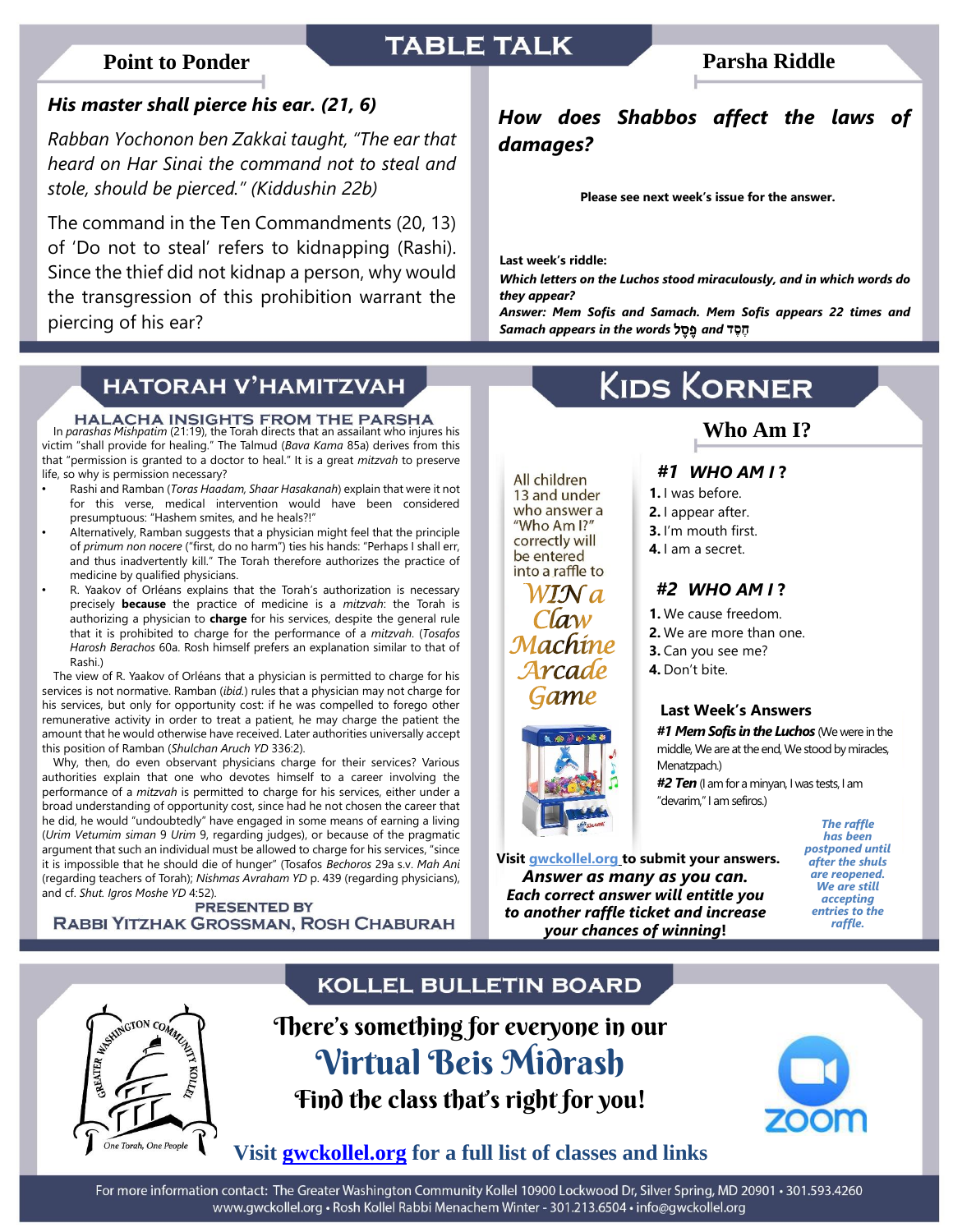# TABLE TALK

## Point to Ponder

***His master shall pierce his ear. (21, 6)***

*Rabban Yochonon ben Zakkai taught, "The ear that heard on Har Sinai the command not to steal and stole, should be pierced." (Kiddushin 22b)*

The command in the Ten Commandments (20, 13) of 'Do not to steal' refers to kidnapping (Rashi). Since the thief did not kidnap a person, why would the transgression of this prohibition warrant the piercing of his ear?

## Parsha Riddle

***How does Shabbos affect the laws of damages?***

**Please see next week's issue for the answer.**

**Last week's riddle:**

***Which letters on the Luchos stood miraculously, and in which words do they appear?***

***Answer: Mem Sofis and Samach. Mem Sofis appears 22 times and Samach appears in the words* פֶּסֶל *and* חֶסֶד**

# HATORAH V'HAMITZVAH

## HALACHA INSIGHTS FROM THE PARSHA

In *parashas Mishpatim* (21:19), the Torah directs that an assailant who injures his victim "shall provide for healing." The Talmud (*Bava Kama* 85a) derives from this that "permission is granted to a doctor to heal." It is a great *mitzvah* to preserve life, so why is permission necessary?

- Rashi and Ramban (*Toras Haadam, Shaar Hasakanah*) explain that were it not for this verse, medical intervention would have been considered presumptuous: "Hashem smites, and he heals?!"
- Alternatively, Ramban suggests that a physician might feel that the principle of *primum non nocere* ("first, do no harm") ties his hands: "Perhaps I shall err, and thus inadvertently kill." The Torah therefore authorizes the practice of medicine by qualified physicians.
- R. Yaakov of Orléans explains that the Torah's authorization is necessary precisely **because** the practice of medicine is a *mitzvah*: the Torah is authorizing a physician to **charge** for his services, despite the general rule that it is prohibited to charge for the performance of a *mitzvah*. (*Tosafos Harosh Berachos* 60a. Rosh himself prefers an explanation similar to that of Rashi.)

The view of R. Yaakov of Orléans that a physician is permitted to charge for his services is not normative. Ramban (*ibid.*) rules that a physician may not charge for his services, but only for opportunity cost: if he was compelled to forego other remunerative activity in order to treat a patient, he may charge the patient the amount that he would otherwise have received. Later authorities universally accept this position of Ramban (*Shulchan Aruch YD* 336:2).

Why, then, do even observant physicians charge for their services? Various authorities explain that one who devotes himself to a career involving the performance of a *mitzvah* is permitted to charge for his services, either under a broad understanding of opportunity cost, since had he not chosen the career that he did, he would "undoubtedly" have engaged in some means of earning a living (*Urim Vetumim siman* 9 *Urim* 9, regarding judges), or because of the pragmatic argument that such an individual must be allowed to charge for his services, "since it is impossible that he should die of hunger" (Tosafos *Bechoros* 29a s.v. *Mah Ani* (regarding teachers of Torah); *Nishmas Avraham YD* p. 439 (regarding physicians), and cf. *Shut. Igros Moshe YD* 4:52).

PRESENTED BY
RABBI YITZHAK GROSSMAN, ROSH CHABURAH

# KIDS KORNER

## Who Am I?

All children 13 and under who answer a "Who Am I?" correctly will be entered into a raffle to

*WIN a Claw Machine Arcade Game*

### #1 WHO AM I?

1. I was before.
2. I appear after.
3. I'm mouth first.
4. I am a secret.

### #2 WHO AM I?

1. We cause freedom.
2. We are more than one.
3. Can you see me?
4. Don't bite.

### Last Week's Answers

***#1 Mem Sofis in the Luchos*** (We were in the middle, We are at the end, We stood by miracles, Menatzpach.)

***#2 Ten*** (I am for a minyan, I was tests, I am "devarim," I am sefiros.)

**Visit gwckollel.org to submit your answers.**
***Answer as many as you can.***
***Each correct answer will entitle you to another raffle ticket and increase your chances of winning!***

*The raffle has been postponed until after the shuls are reopened. We are still accepting entries to the raffle.*

# KOLLEL BULLETIN BOARD

GREATER WASHINGTON COMMUNITY KOLLEL
One Torah, One People

There's something for everyone in our
**Virtual Beis Midrash**
Find the class that's right for you!

zoom

**Visit gwckollel.org for a full list of classes and links**

For more information contact: The Greater Washington Community Kollel 10900 Lockwood Dr, Silver Spring, MD 20901 • 301.593.4260
www.gwckollel.org • Rosh Kollel Rabbi Menachem Winter - 301.213.6504 • info@gwckollel.org